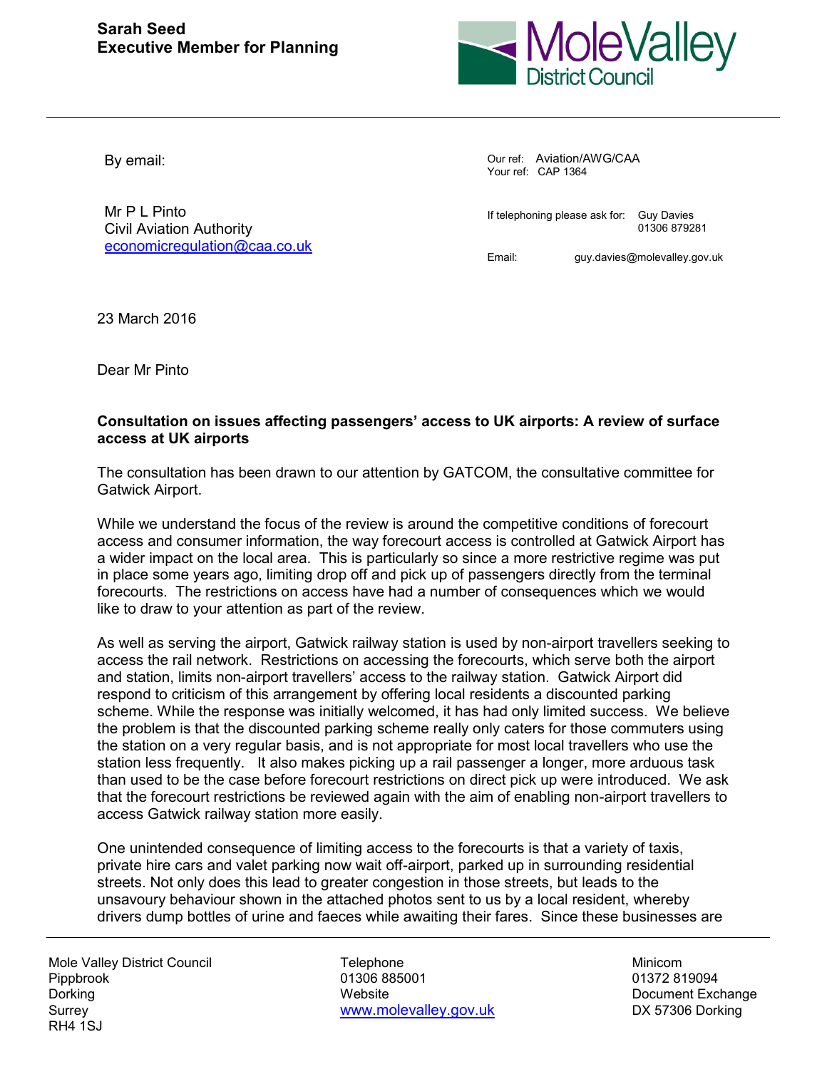**Sarah Seed**
**Executive Member for Planning**

Mole Valley District Council

By email:

Mr P L Pinto
Civil Aviation Authority
economicregulation@caa.co.uk

Our ref: Aviation/AWG/CAA
Your ref: CAP 1364

If telephoning please ask for: Guy Davies
01306 879281

Email: guy.davies@molevalley.gov.uk

23 March 2016

Dear Mr Pinto

**Consultation on issues affecting passengers' access to UK airports: A review of surface access at UK airports**

The consultation has been drawn to our attention by GATCOM, the consultative committee for Gatwick Airport.

While we understand the focus of the review is around the competitive conditions of forecourt access and consumer information, the way forecourt access is controlled at Gatwick Airport has a wider impact on the local area. This is particularly so since a more restrictive regime was put in place some years ago, limiting drop off and pick up of passengers directly from the terminal forecourts. The restrictions on access have had a number of consequences which we would like to draw to your attention as part of the review.

As well as serving the airport, Gatwick railway station is used by non-airport travellers seeking to access the rail network. Restrictions on accessing the forecourts, which serve both the airport and station, limits non-airport travellers' access to the railway station. Gatwick Airport did respond to criticism of this arrangement by offering local residents a discounted parking scheme. While the response was initially welcomed, it has had only limited success. We believe the problem is that the discounted parking scheme really only caters for those commuters using the station on a very regular basis, and is not appropriate for most local travellers who use the station less frequently. It also makes picking up a rail passenger a longer, more arduous task than used to be the case before forecourt restrictions on direct pick up were introduced. We ask that the forecourt restrictions be reviewed again with the aim of enabling non-airport travellers to access Gatwick railway station more easily.

One unintended consequence of limiting access to the forecourts is that a variety of taxis, private hire cars and valet parking now wait off-airport, parked up in surrounding residential streets. Not only does this lead to greater congestion in those streets, but leads to the unsavoury behaviour shown in the attached photos sent to us by a local resident, whereby drivers dump bottles of urine and faeces while awaiting their fares. Since these businesses are

Mole Valley District Council
Pippbrook
Dorking
Surrey
RH4 1SJ

Telephone
01306 885001
Website
www.molevalley.gov.uk

Minicom
01372 819094
Document Exchange
DX 57306 Dorking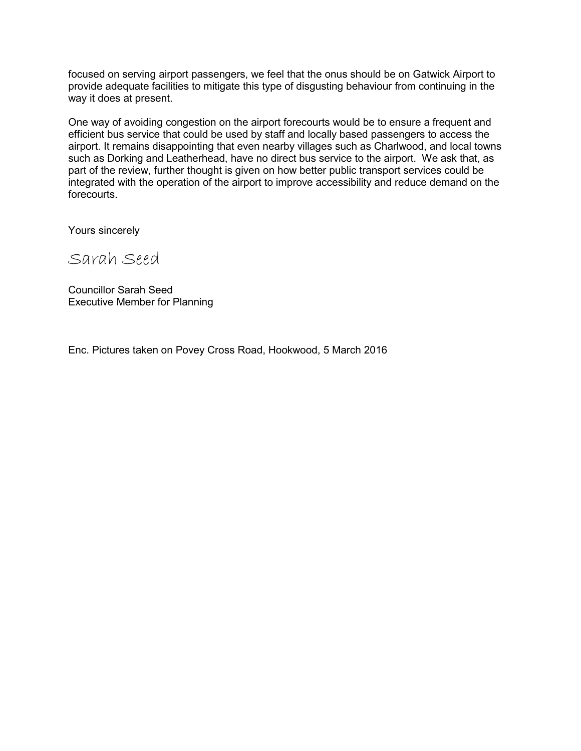focused on serving airport passengers, we feel that the onus should be on Gatwick Airport to provide adequate facilities to mitigate this type of disgusting behaviour from continuing in the way it does at present.

One way of avoiding congestion on the airport forecourts would be to ensure a frequent and efficient bus service that could be used by staff and locally based passengers to access the airport. It remains disappointing that even nearby villages such as Charlwood, and local towns such as Dorking and Leatherhead, have no direct bus service to the airport. We ask that, as part of the review, further thought is given on how better public transport services could be integrated with the operation of the airport to improve accessibility and reduce demand on the forecourts.

Yours sincerely

Sarah Seed

Councillor Sarah Seed
Executive Member for Planning

Enc. Pictures taken on Povey Cross Road, Hookwood, 5 March 2016